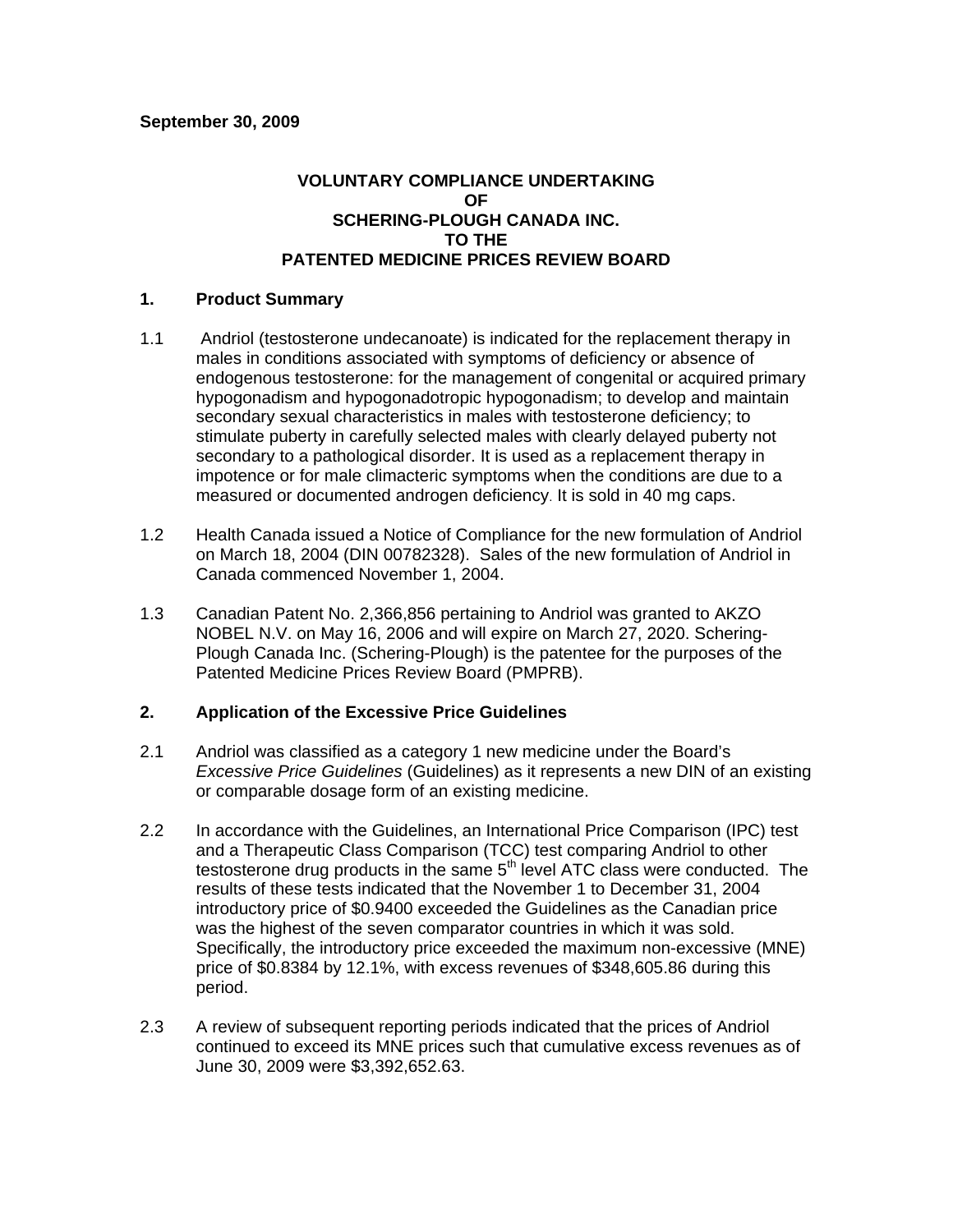**September 30, 2009**

**VOLUNTARY COMPLIANCE UNDERTAKING**
**OF**
**SCHERING-PLOUGH CANADA INC.**
**TO THE**
**PATENTED MEDICINE PRICES REVIEW BOARD**

## 1. Product Summary

1.1 Andriol (testosterone undecanoate) is indicated for the replacement therapy in males in conditions associated with symptoms of deficiency or absence of endogenous testosterone: for the management of congenital or acquired primary hypogonadism and hypogonadotropic hypogonadism; to develop and maintain secondary sexual characteristics in males with testosterone deficiency; to stimulate puberty in carefully selected males with clearly delayed puberty not secondary to a pathological disorder. It is used as a replacement therapy in impotence or for male climacteric symptoms when the conditions are due to a measured or documented androgen deficiency. It is sold in 40 mg caps.

1.2 Health Canada issued a Notice of Compliance for the new formulation of Andriol on March 18, 2004 (DIN 00782328). Sales of the new formulation of Andriol in Canada commenced November 1, 2004.

1.3 Canadian Patent No. 2,366,856 pertaining to Andriol was granted to AKZO NOBEL N.V. on May 16, 2006 and will expire on March 27, 2020. Schering-Plough Canada Inc. (Schering-Plough) is the patentee for the purposes of the Patented Medicine Prices Review Board (PMPRB).

## 2. Application of the Excessive Price Guidelines

2.1 Andriol was classified as a category 1 new medicine under the Board's *Excessive Price Guidelines* (Guidelines) as it represents a new DIN of an existing or comparable dosage form of an existing medicine.

2.2 In accordance with the Guidelines, an International Price Comparison (IPC) test and a Therapeutic Class Comparison (TCC) test comparing Andriol to other testosterone drug products in the same 5$^{th}$ level ATC class were conducted. The results of these tests indicated that the November 1 to December 31, 2004 introductory price of $0.9400 exceeded the Guidelines as the Canadian price was the highest of the seven comparator countries in which it was sold. Specifically, the introductory price exceeded the maximum non-excessive (MNE) price of $0.8384 by 12.1%, with excess revenues of $348,605.86 during this period.

2.3 A review of subsequent reporting periods indicated that the prices of Andriol continued to exceed its MNE prices such that cumulative excess revenues as of June 30, 2009 were $3,392,652.63.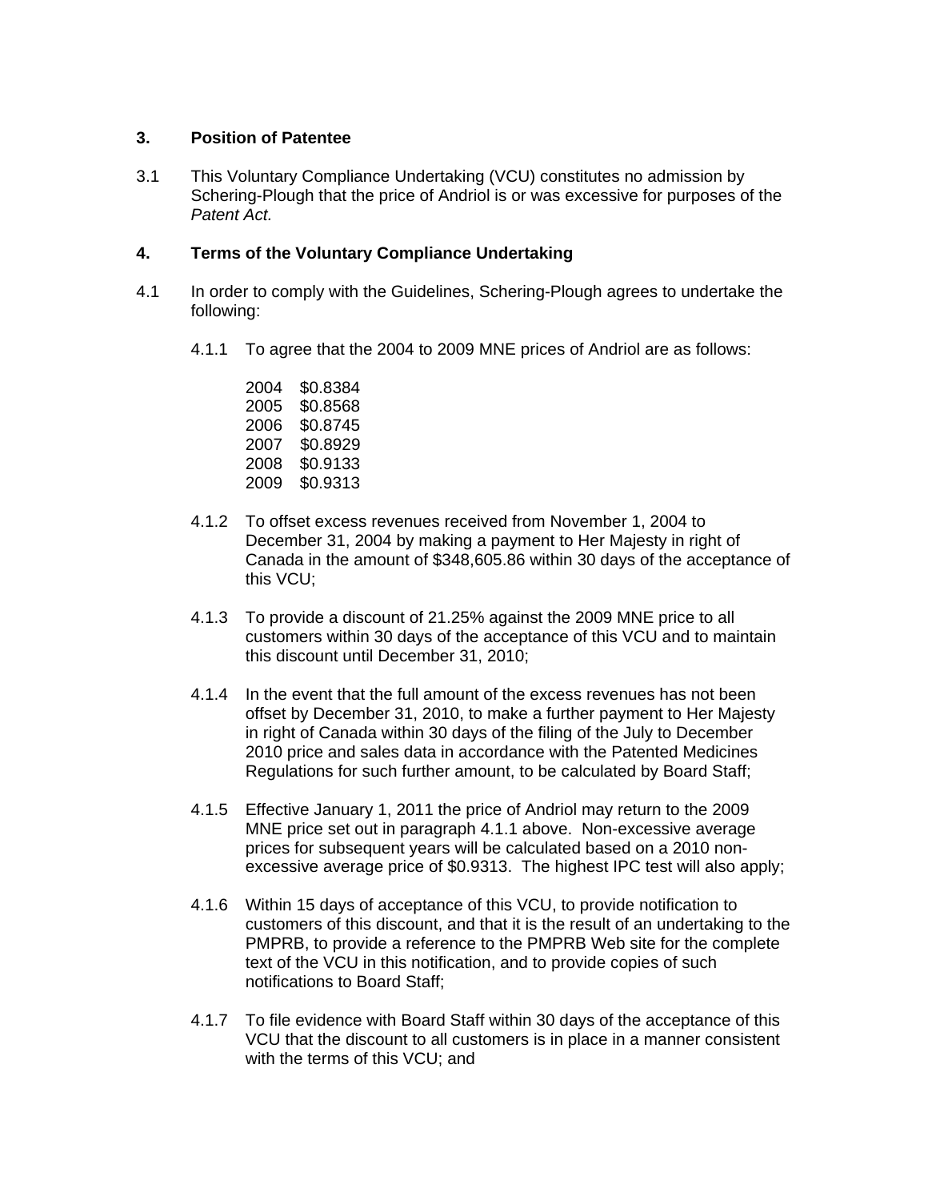## 3. Position of Patentee

3.1 This Voluntary Compliance Undertaking (VCU) constitutes no admission by Schering-Plough that the price of Andriol is or was excessive for purposes of the *Patent Act.*

## 4. Terms of the Voluntary Compliance Undertaking

4.1 In order to comply with the Guidelines, Schering-Plough agrees to undertake the following:

4.1.1 To agree that the 2004 to 2009 MNE prices of Andriol are as follows:

2004 $0.8384
2005 $0.8568
2006 $0.8745
2007 $0.8929
2008 $0.9133
2009 $0.9313

4.1.2 To offset excess revenues received from November 1, 2004 to December 31, 2004 by making a payment to Her Majesty in right of Canada in the amount of $348,605.86 within 30 days of the acceptance of this VCU;

4.1.3 To provide a discount of 21.25% against the 2009 MNE price to all customers within 30 days of the acceptance of this VCU and to maintain this discount until December 31, 2010;

4.1.4 In the event that the full amount of the excess revenues has not been offset by December 31, 2010, to make a further payment to Her Majesty in right of Canada within 30 days of the filing of the July to December 2010 price and sales data in accordance with the Patented Medicines Regulations for such further amount, to be calculated by Board Staff;

4.1.5 Effective January 1, 2011 the price of Andriol may return to the 2009 MNE price set out in paragraph 4.1.1 above. Non-excessive average prices for subsequent years will be calculated based on a 2010 non-excessive average price of $0.9313. The highest IPC test will also apply;

4.1.6 Within 15 days of acceptance of this VCU, to provide notification to customers of this discount, and that it is the result of an undertaking to the PMPRB, to provide a reference to the PMPRB Web site for the complete text of the VCU in this notification, and to provide copies of such notifications to Board Staff;

4.1.7 To file evidence with Board Staff within 30 days of the acceptance of this VCU that the discount to all customers is in place in a manner consistent with the terms of this VCU; and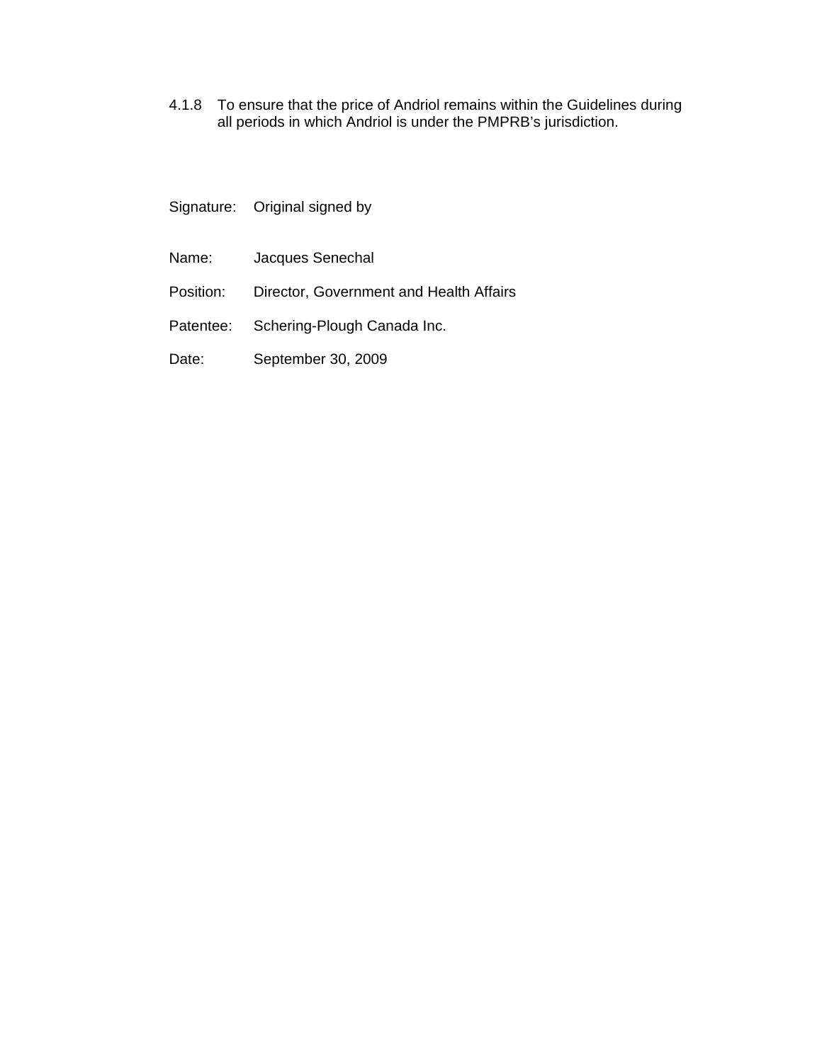4.1.8 To ensure that the price of Andriol remains within the Guidelines during all periods in which Andriol is under the PMPRB's jurisdiction.

Signature: Original signed by

Name: Jacques Senechal

Position: Director, Government and Health Affairs

Patentee: Schering-Plough Canada Inc.

Date: September 30, 2009